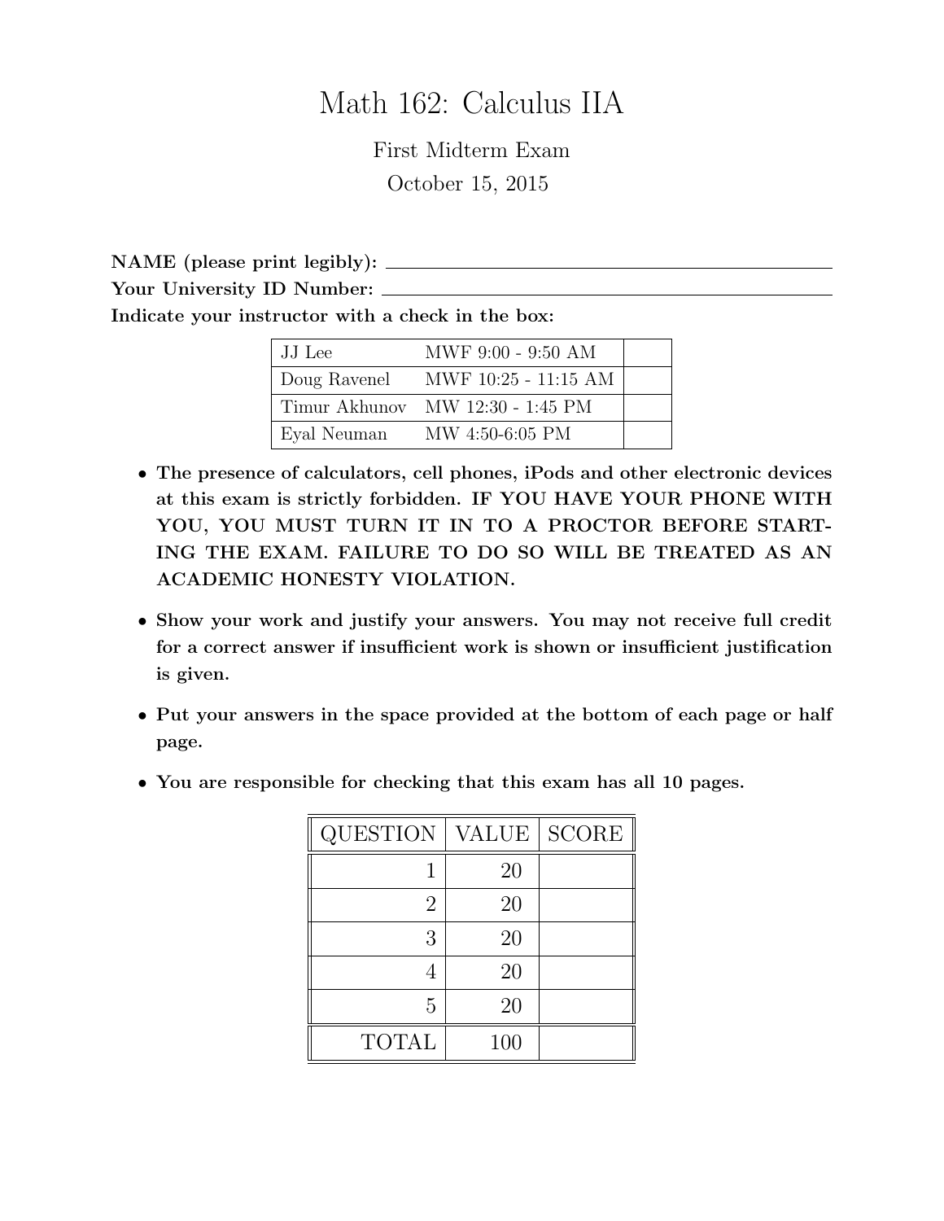# Math 162: Calculus IIA

## First Midterm Exam

## October 15, 2015

**NAME (please print legibly):** ______________________________

**Your University ID Number:** ______________________________

**Indicate your instructor with a check in the box:**

| | | |
|---|---|---|
| JJ Lee | MWF 9:00 - 9:50 AM | |
| Doug Ravenel | MWF 10:25 - 11:15 AM | |
| Timur Akhunov | MW 12:30 - 1:45 PM | |
| Eyal Neuman | MW 4:50-6:05 PM | |

- **The presence of calculators, cell phones, iPods and other electronic devices at this exam is strictly forbidden. IF YOU HAVE YOUR PHONE WITH YOU, YOU MUST TURN IT IN TO A PROCTOR BEFORE STARTING THE EXAM. FAILURE TO DO SO WILL BE TREATED AS AN ACADEMIC HONESTY VIOLATION.**

- **Show your work and justify your answers. You may not receive full credit for a correct answer if insufficient work is shown or insufficient justification is given.**

- **Put your answers in the space provided at the bottom of each page or half page.**

- **You are responsible for checking that this exam has all 10 pages.**

| QUESTION | VALUE | SCORE |
|---|---|---|
| 1 | 20 | |
| 2 | 20 | |
| 3 | 20 | |
| 4 | 20 | |
| 5 | 20 | |
| TOTAL | 100 | |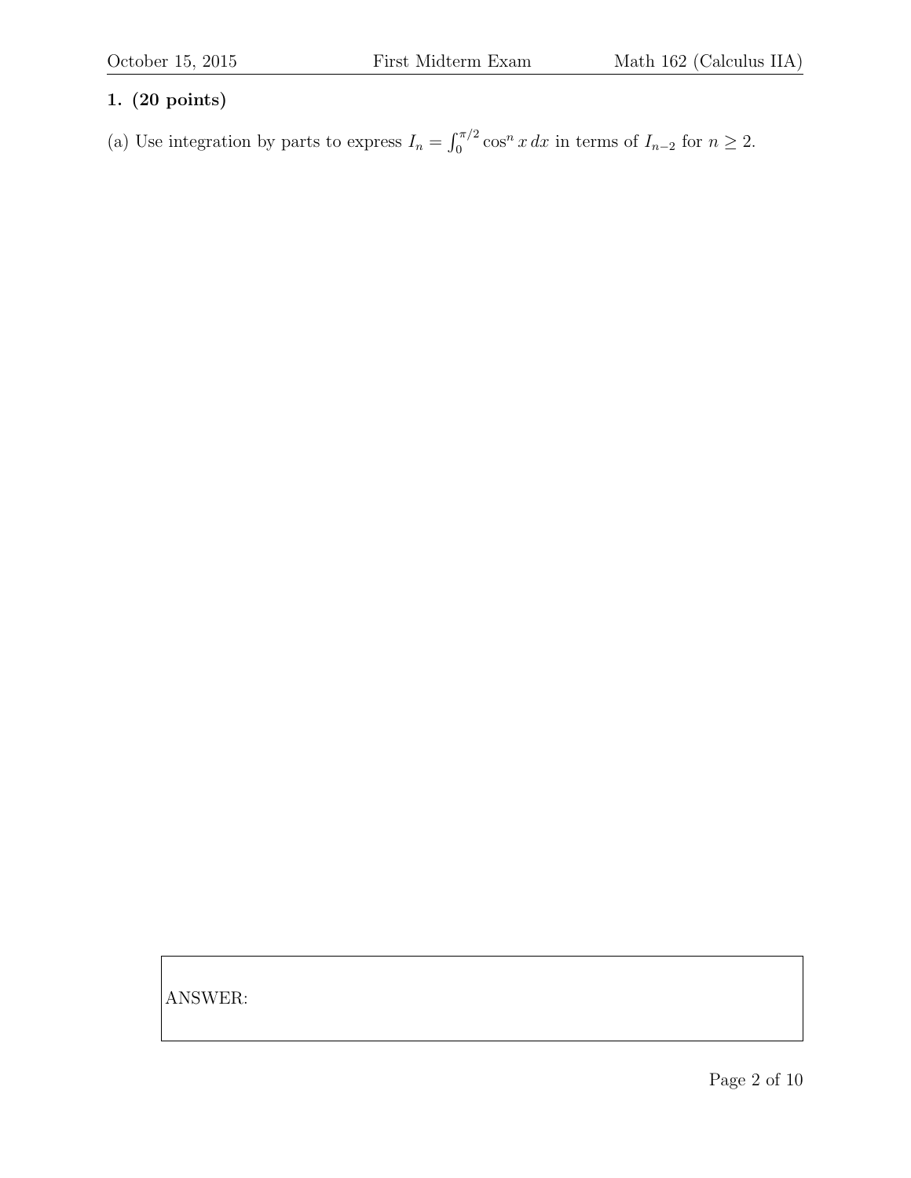**1. (20 points)**

(a) Use integration by parts to express $I_n = \int_0^{\pi/2} \cos^n x \, dx$ in terms of $I_{n-2}$ for $n \geq 2$.

ANSWER: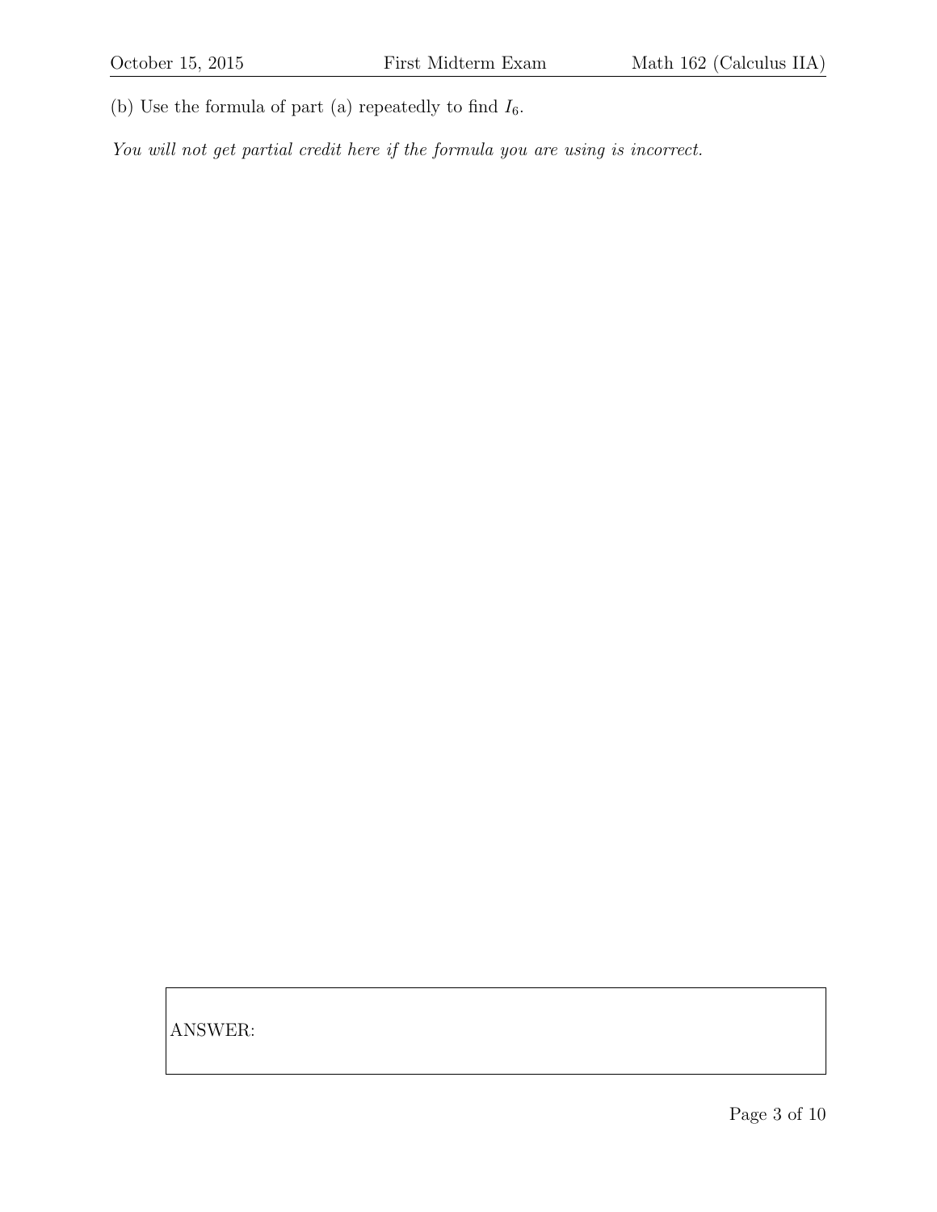(b) Use the formula of part (a) repeatedly to find $I_6$.

*You will not get partial credit here if the formula you are using is incorrect.*

ANSWER: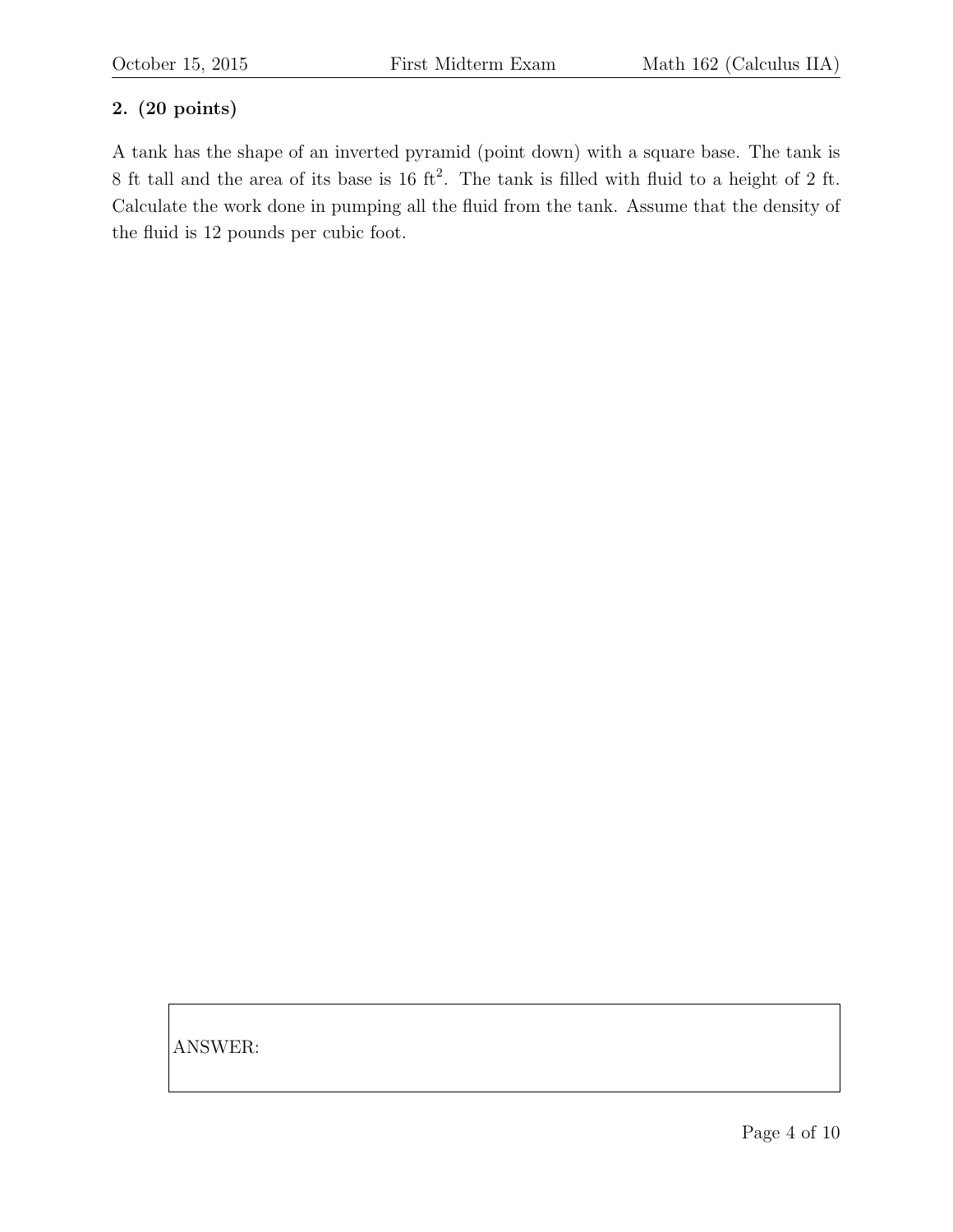**2. (20 points)**

A tank has the shape of an inverted pyramid (point down) with a square base. The tank is 8 ft tall and the area of its base is 16 ft$^2$. The tank is filled with fluid to a height of 2 ft. Calculate the work done in pumping all the fluid from the tank. Assume that the density of the fluid is 12 pounds per cubic foot.

ANSWER: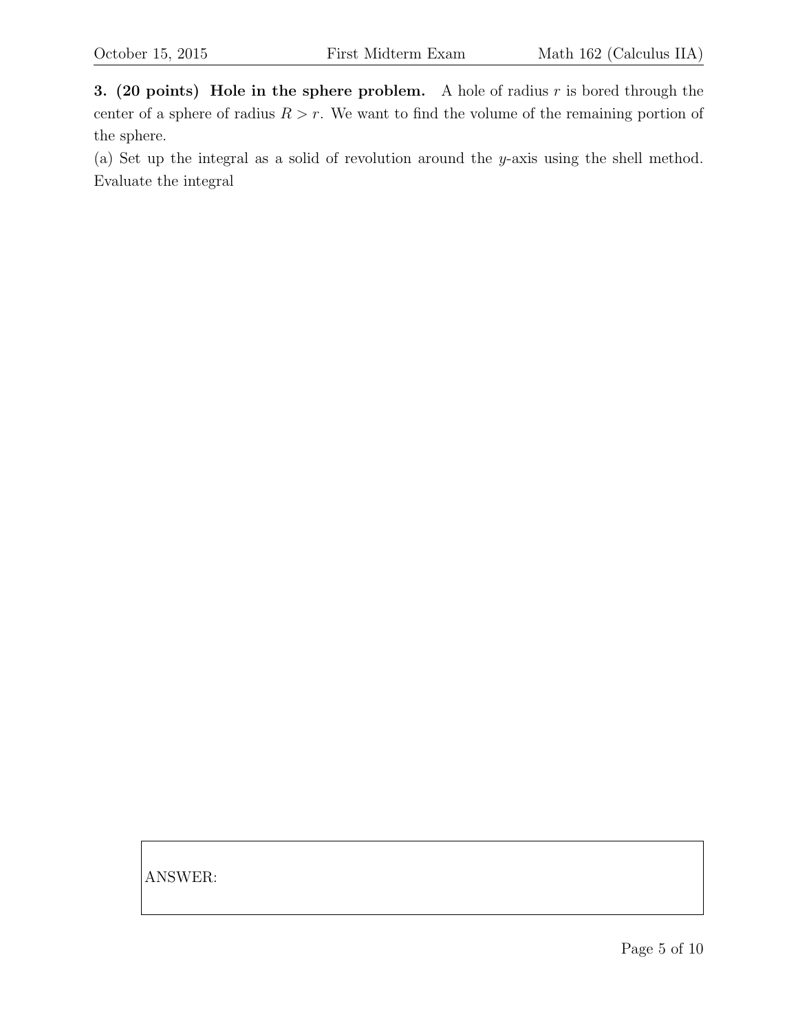**3. (20 points) Hole in the sphere problem.** A hole of radius $r$ is bored through the center of a sphere of radius $R > r$. We want to find the volume of the remaining portion of the sphere.

(a) Set up the integral as a solid of revolution around the $y$-axis using the shell method. Evaluate the integral

ANSWER: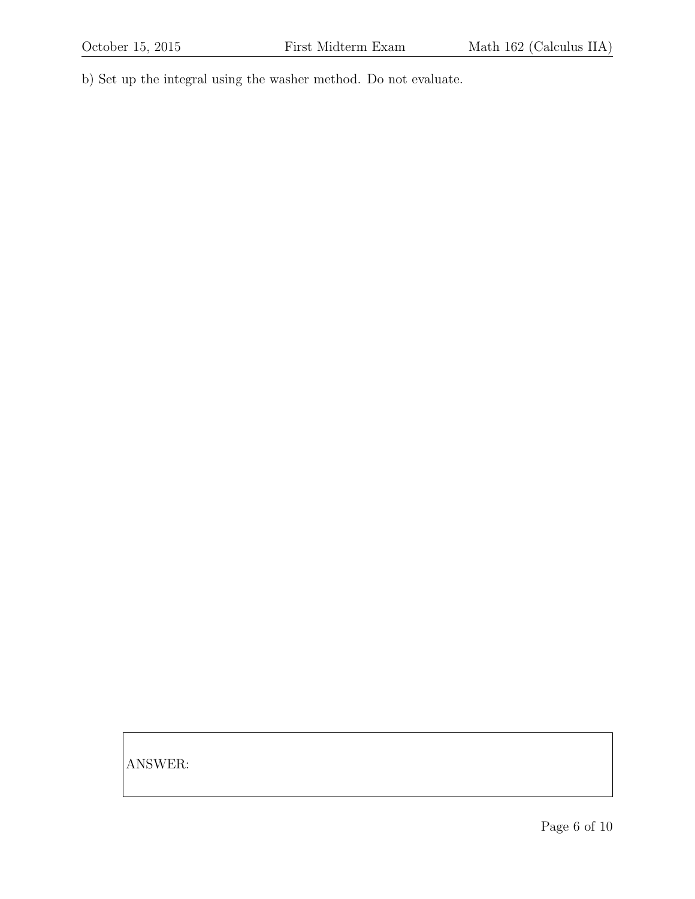b) Set up the integral using the washer method. Do not evaluate.

ANSWER: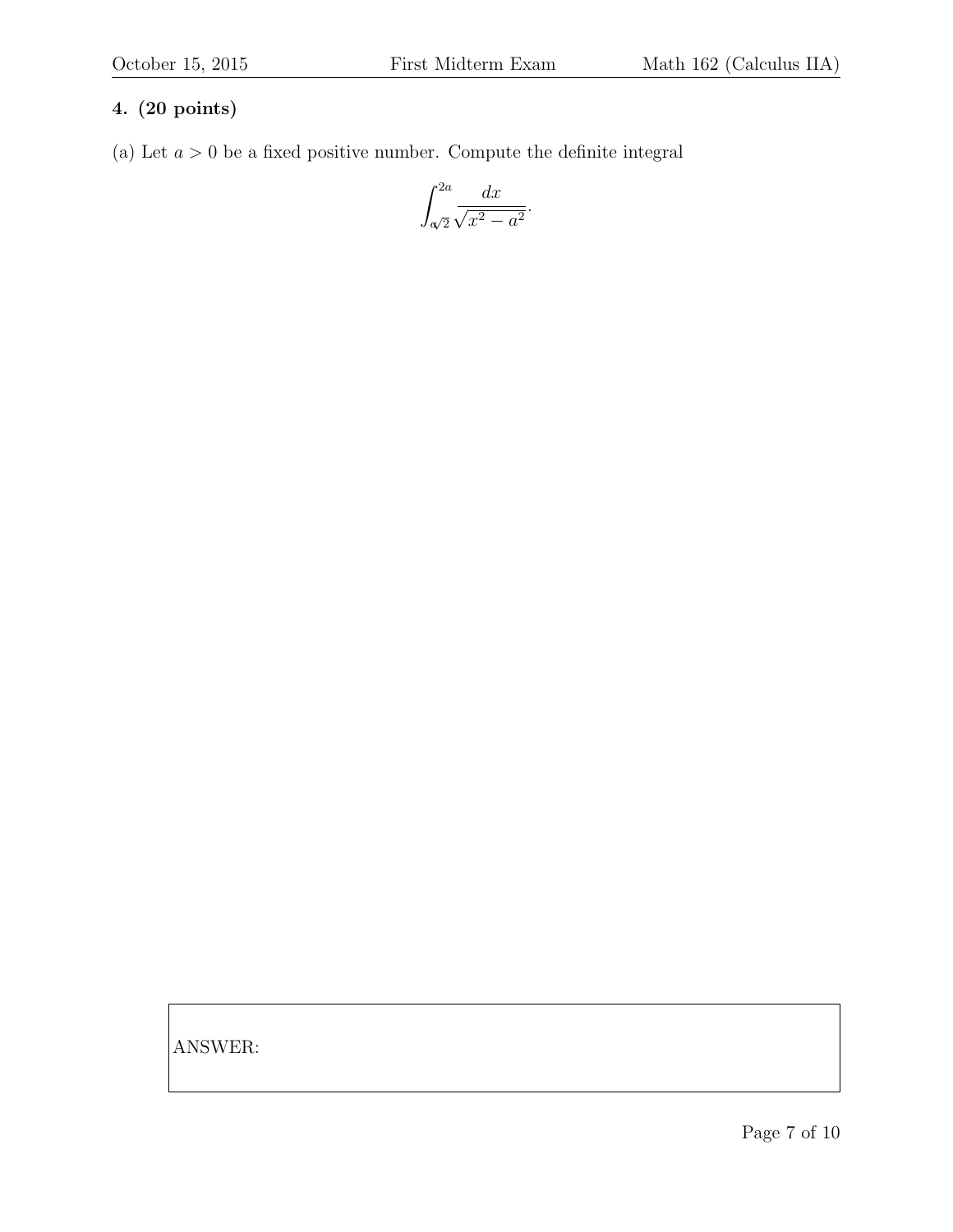**4. (20 points)**

(a) Let $a > 0$ be a fixed positive number. Compute the definite integral

$$\int_{a\sqrt{2}}^{2a} \frac{dx}{\sqrt{x^2 - a^2}}.$$

ANSWER: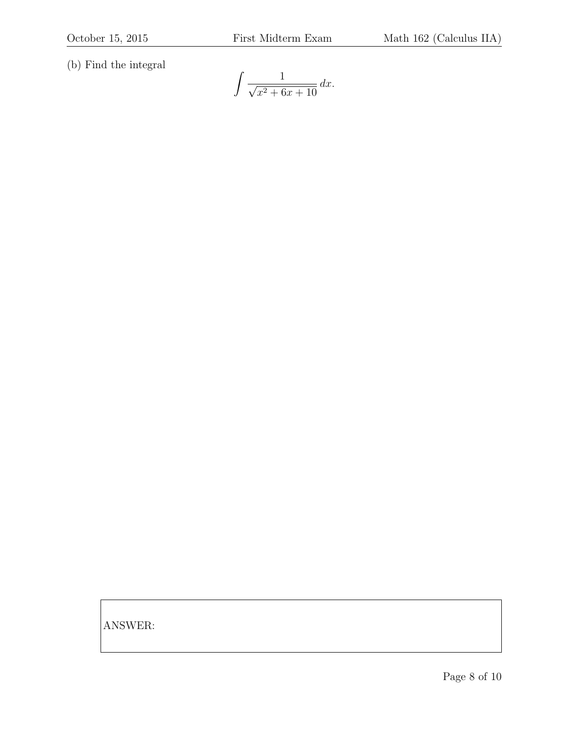(b) Find the integral

$$\int \frac{1}{\sqrt{x^2 + 6x + 10}}\, dx.$$

ANSWER: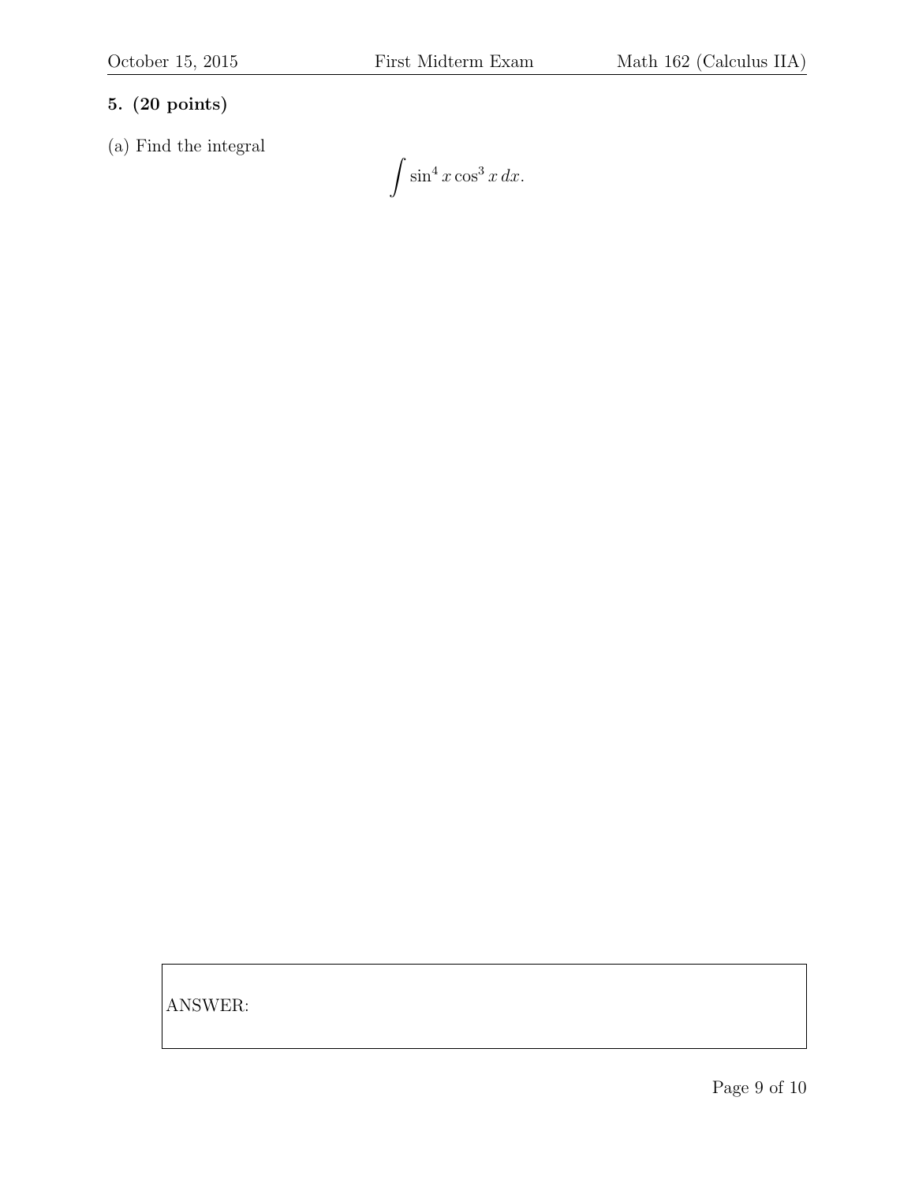**5. (20 points)**

(a) Find the integral

$$\int \sin^4 x \cos^3 x \, dx.$$

ANSWER: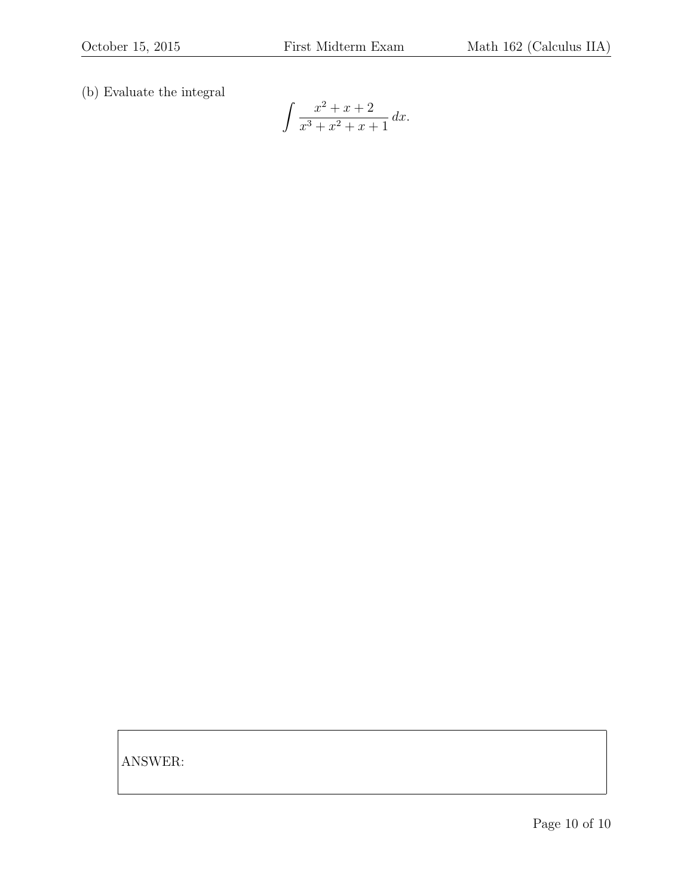(b) Evaluate the integral

$$\int \frac{x^2 + x + 2}{x^3 + x^2 + x + 1}\, dx.$$

ANSWER: